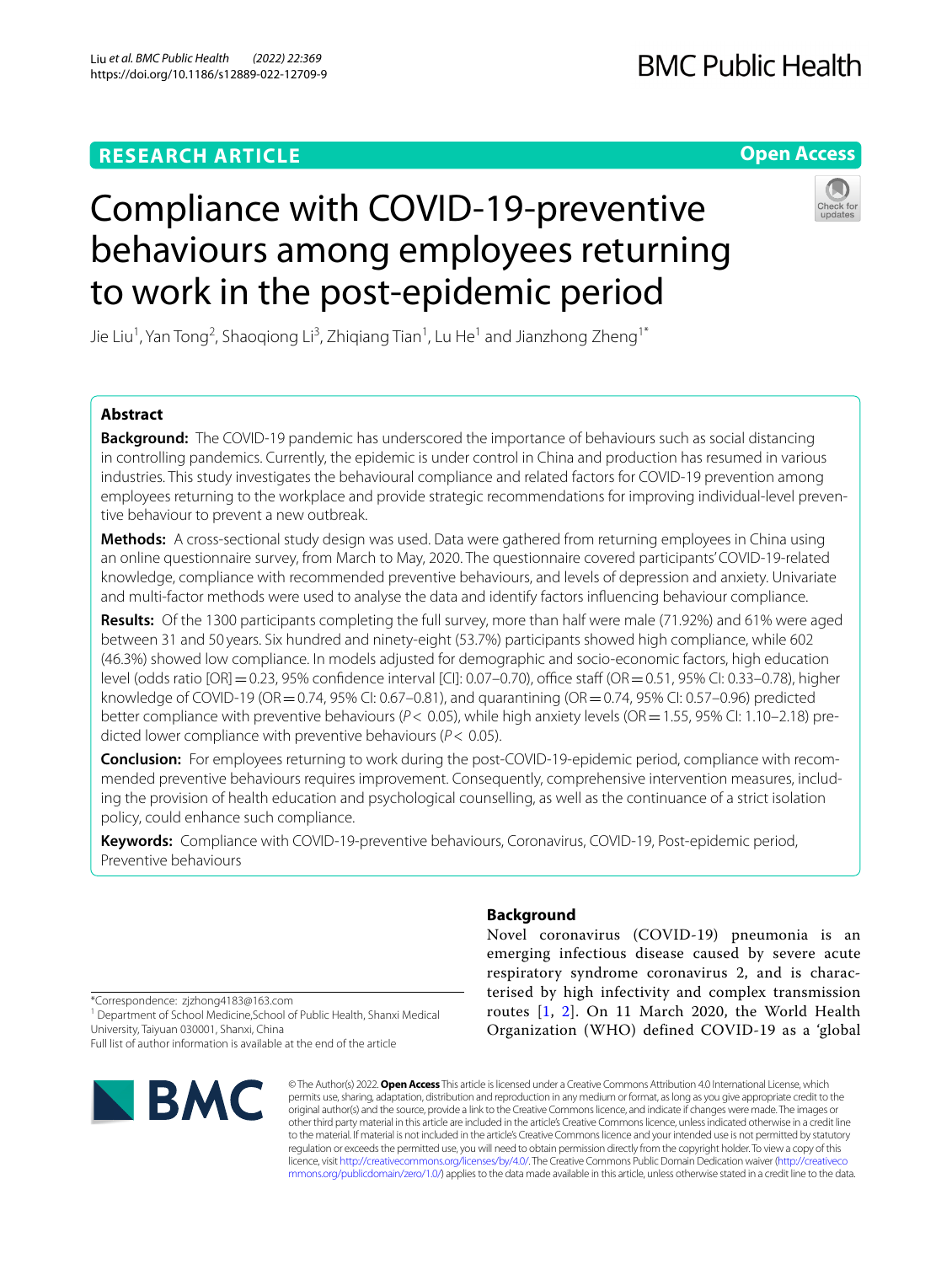RESEARCH ARTICLE

Open Access

# Compliance with COVID-19-preventive behaviours among employees returning to work in the post-epidemic period

Jie Liu[1], Yan Tong[2], Shaoqiong Li[3], Zhiqiang Tian[1], Lu He[1] and Jianzhong Zheng[1*]

## Abstract

**Background:** The COVID-19 pandemic has underscored the importance of behaviours such as social distancing in controlling pandemics. Currently, the epidemic is under control in China and production has resumed in various industries. This study investigates the behavioural compliance and related factors for COVID-19 prevention among employees returning to the workplace and provide strategic recommendations for improving individual-level preventive behaviour to prevent a new outbreak.

**Methods:** A cross-sectional study design was used. Data were gathered from returning employees in China using an online questionnaire survey, from March to May, 2020. The questionnaire covered participants' COVID-19-related knowledge, compliance with recommended preventive behaviours, and levels of depression and anxiety. Univariate and multi-factor methods were used to analyse the data and identify factors influencing behaviour compliance.

**Results:** Of the 1300 participants completing the full survey, more than half were male (71.92%) and 61% were aged between 31 and 50 years. Six hundred and ninety-eight (53.7%) participants showed high compliance, while 602 (46.3%) showed low compliance. In models adjusted for demographic and socio-economic factors, high education level (odds ratio [OR] = 0.23, 95% confidence interval [CI]: 0.07–0.70), office staff (OR = 0.51, 95% CI: 0.33–0.78), higher knowledge of COVID-19 (OR = 0.74, 95% CI: 0.67–0.81), and quarantining (OR = 0.74, 95% CI: 0.57–0.96) predicted better compliance with preventive behaviours ($P < 0.05$), while high anxiety levels (OR = 1.55, 95% CI: 1.10–2.18) predicted lower compliance with preventive behaviours ($P < 0.05$).

**Conclusion:** For employees returning to work during the post-COVID-19-epidemic period, compliance with recommended preventive behaviours requires improvement. Consequently, comprehensive intervention measures, including the provision of health education and psychological counselling, as well as the continuance of a strict isolation policy, could enhance such compliance.

**Keywords:** Compliance with COVID-19-preventive behaviours, Coronavirus, COVID-19, Post-epidemic period, Preventive behaviours

## Background

Novel coronavirus (COVID-19) pneumonia is an emerging infectious disease caused by severe acute respiratory syndrome coronavirus 2, and is characterised by high infectivity and complex transmission routes [1, 2]. On 11 March 2020, the World Health Organization (WHO) defined COVID-19 as a 'global

*Correspondence: zjzhong4183@163.com

[1] Department of School Medicine,School of Public Health, Shanxi Medical University, Taiyuan 030001, Shanxi, China

Full list of author information is available at the end of the article

© The Author(s) 2022. **Open Access** This article is licensed under a Creative Commons Attribution 4.0 International License, which permits use, sharing, adaptation, distribution and reproduction in any medium or format, as long as you give appropriate credit to the original author(s) and the source, provide a link to the Creative Commons licence, and indicate if changes were made. The images or other third party material in this article are included in the article's Creative Commons licence, unless indicated otherwise in a credit line to the material. If material is not included in the article's Creative Commons licence and your intended use is not permitted by statutory regulation or exceeds the permitted use, you will need to obtain permission directly from the copyright holder. To view a copy of this licence, visit http://creativecommons.org/licenses/by/4.0/. The Creative Commons Public Domain Dedication waiver (http://creativecommons.org/publicdomain/zero/1.0/) applies to the data made available in this article, unless otherwise stated in a credit line to the data.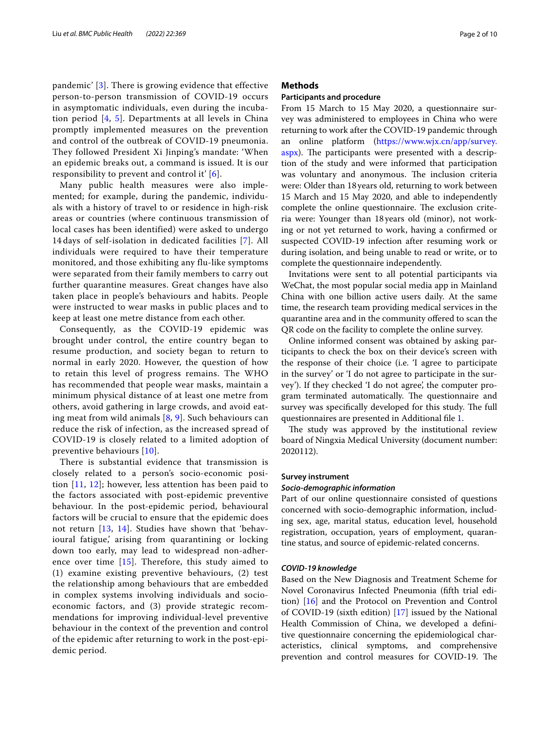pandemic' [3]. There is growing evidence that effective person-to-person transmission of COVID-19 occurs in asymptomatic individuals, even during the incubation period [4, 5]. Departments at all levels in China promptly implemented measures on the prevention and control of the outbreak of COVID-19 pneumonia. They followed President Xi Jinping's mandate: 'When an epidemic breaks out, a command is issued. It is our responsibility to prevent and control it' [6].

Many public health measures were also implemented; for example, during the pandemic, individuals with a history of travel to or residence in high-risk areas or countries (where continuous transmission of local cases has been identified) were asked to undergo 14 days of self-isolation in dedicated facilities [7]. All individuals were required to have their temperature monitored, and those exhibiting any flu-like symptoms were separated from their family members to carry out further quarantine measures. Great changes have also taken place in people's behaviours and habits. People were instructed to wear masks in public places and to keep at least one metre distance from each other.

Consequently, as the COVID-19 epidemic was brought under control, the entire country began to resume production, and society began to return to normal in early 2020. However, the question of how to retain this level of progress remains. The WHO has recommended that people wear masks, maintain a minimum physical distance of at least one metre from others, avoid gathering in large crowds, and avoid eating meat from wild animals [8, 9]. Such behaviours can reduce the risk of infection, as the increased spread of COVID-19 is closely related to a limited adoption of preventive behaviours [10].

There is substantial evidence that transmission is closely related to a person's socio-economic position [11, 12]; however, less attention has been paid to the factors associated with post-epidemic preventive behaviour. In the post-epidemic period, behavioural factors will be crucial to ensure that the epidemic does not return [13, 14]. Studies have shown that 'behavioural fatigue,' arising from quarantining or locking down too early, may lead to widespread non-adherence over time [15]. Therefore, this study aimed to (1) examine existing preventive behaviours, (2) test the relationship among behaviours that are embedded in complex systems involving individuals and socio-economic factors, and (3) provide strategic recommendations for improving individual-level preventive behaviour in the context of the prevention and control of the epidemic after returning to work in the post-epidemic period.

## Methods

### Participants and procedure

From 15 March to 15 May 2020, a questionnaire survey was administered to employees in China who were returning to work after the COVID-19 pandemic through an online platform (https://www.wjx.cn/app/survey.aspx). The participants were presented with a description of the study and were informed that participation was voluntary and anonymous. The inclusion criteria were: Older than 18 years old, returning to work between 15 March and 15 May 2020, and able to independently complete the online questionnaire. The exclusion criteria were: Younger than 18 years old (minor), not working or not yet returned to work, having a confirmed or suspected COVID-19 infection after resuming work or during isolation, and being unable to read or write, or to complete the questionnaire independently.

Invitations were sent to all potential participants via WeChat, the most popular social media app in Mainland China with one billion active users daily. At the same time, the research team providing medical services in the quarantine area and in the community offered to scan the QR code on the facility to complete the online survey.

Online informed consent was obtained by asking participants to check the box on their device's screen with the response of their choice (i.e. 'I agree to participate in the survey' or 'I do not agree to participate in the survey'). If they checked 'I do not agree', the computer program terminated automatically. The questionnaire and survey was specifically developed for this study. The full questionnaires are presented in Additional file 1.

The study was approved by the institutional review board of Ningxia Medical University (document number: 2020112).

### Survey instrument

#### *Socio-demographic information*

Part of our online questionnaire consisted of questions concerned with socio-demographic information, including sex, age, marital status, education level, household registration, occupation, years of employment, quarantine status, and source of epidemic-related concerns.

#### *COVID-19 knowledge*

Based on the New Diagnosis and Treatment Scheme for Novel Coronavirus Infected Pneumonia (fifth trial edition) [16] and the Protocol on Prevention and Control of COVID-19 (sixth edition) [17] issued by the National Health Commission of China, we developed a definitive questionnaire concerning the epidemiological characteristics, clinical symptoms, and comprehensive prevention and control measures for COVID-19. The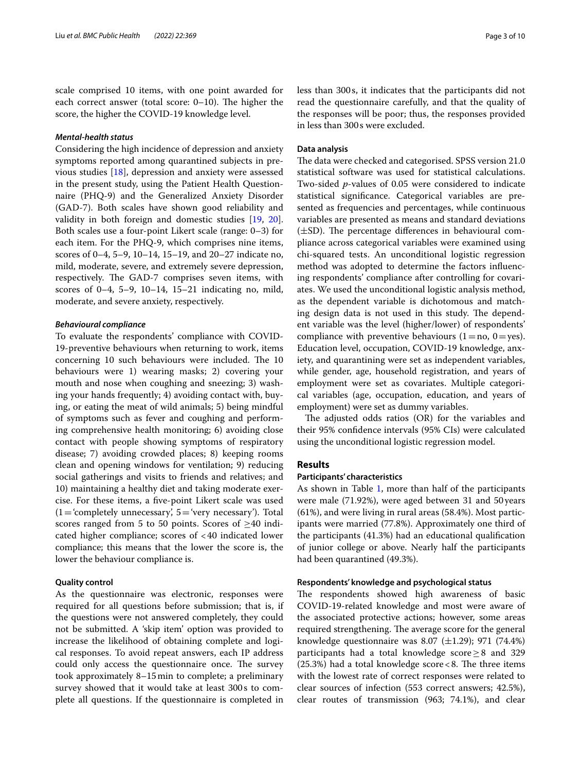scale comprised 10 items, with one point awarded for each correct answer (total score: 0–10). The higher the score, the higher the COVID-19 knowledge level.

#### *Mental-health status*

Considering the high incidence of depression and anxiety symptoms reported among quarantined subjects in previous studies [18], depression and anxiety were assessed in the present study, using the Patient Health Questionnaire (PHQ-9) and the Generalized Anxiety Disorder (GAD-7). Both scales have shown good reliability and validity in both foreign and domestic studies [19, 20]. Both scales use a four-point Likert scale (range: 0–3) for each item. For the PHQ-9, which comprises nine items, scores of 0–4, 5–9, 10–14, 15–19, and 20–27 indicate no, mild, moderate, severe, and extremely severe depression, respectively. The GAD-7 comprises seven items, with scores of 0–4, 5–9, 10–14, 15–21 indicating no, mild, moderate, and severe anxiety, respectively.

#### *Behavioural compliance*

To evaluate the respondents' compliance with COVID-19-preventive behaviours when returning to work, items concerning 10 such behaviours were included. The 10 behaviours were 1) wearing masks; 2) covering your mouth and nose when coughing and sneezing; 3) washing your hands frequently; 4) avoiding contact with, buying, or eating the meat of wild animals; 5) being mindful of symptoms such as fever and coughing and performing comprehensive health monitoring; 6) avoiding close contact with people showing symptoms of respiratory disease; 7) avoiding crowded places; 8) keeping rooms clean and opening windows for ventilation; 9) reducing social gatherings and visits to friends and relatives; and 10) maintaining a healthy diet and taking moderate exercise. For these items, a five-point Likert scale was used (1 = 'completely unnecessary', 5 = 'very necessary'). Total scores ranged from 5 to 50 points. Scores of $\geq$40 indicated higher compliance; scores of <40 indicated lower compliance; this means that the lower the score is, the lower the behaviour compliance is.

### Quality control

As the questionnaire was electronic, responses were required for all questions before submission; that is, if the questions were not answered completely, they could not be submitted. A 'skip item' option was provided to increase the likelihood of obtaining complete and logical responses. To avoid repeat answers, each IP address could only access the questionnaire once. The survey took approximately 8–15 min to complete; a preliminary survey showed that it would take at least 300 s to complete all questions. If the questionnaire is completed in less than 300 s, it indicates that the participants did not read the questionnaire carefully, and that the quality of the responses will be poor; thus, the responses provided in less than 300 s were excluded.

### Data analysis

The data were checked and categorised. SPSS version 21.0 statistical software was used for statistical calculations. Two-sided *p*-values of 0.05 were considered to indicate statistical significance. Categorical variables are presented as frequencies and percentages, while continuous variables are presented as means and standard deviations ($\pm$SD). The percentage differences in behavioural compliance across categorical variables were examined using chi-squared tests. An unconditional logistic regression method was adopted to determine the factors influencing respondents' compliance after controlling for covariates. We used the unconditional logistic analysis method, as the dependent variable is dichotomous and matching design data is not used in this study. The dependent variable was the level (higher/lower) of respondents' compliance with preventive behaviours (1 = no, 0 = yes). Education level, occupation, COVID-19 knowledge, anxiety, and quarantining were set as independent variables, while gender, age, household registration, and years of employment were set as covariates. Multiple categorical variables (age, occupation, education, and years of employment) were set as dummy variables.

The adjusted odds ratios (OR) for the variables and their 95% confidence intervals (95% CIs) were calculated using the unconditional logistic regression model.

## Results

### Participants' characteristics

As shown in Table 1, more than half of the participants were male (71.92%), were aged between 31 and 50 years (61%), and were living in rural areas (58.4%). Most participants were married (77.8%). Approximately one third of the participants (41.3%) had an educational qualification of junior college or above. Nearly half the participants had been quarantined (49.3%).

### Respondents' knowledge and psychological status

The respondents showed high awareness of basic COVID-19-related knowledge and most were aware of the associated protective actions; however, some areas required strengthening. The average score for the general knowledge questionnaire was 8.07 ($\pm$1.29); 971 (74.4%) participants had a total knowledge score $\geq$ 8 and 329 (25.3%) had a total knowledge score < 8. The three items with the lowest rate of correct responses were related to clear sources of infection (553 correct answers; 42.5%), clear routes of transmission (963; 74.1%), and clear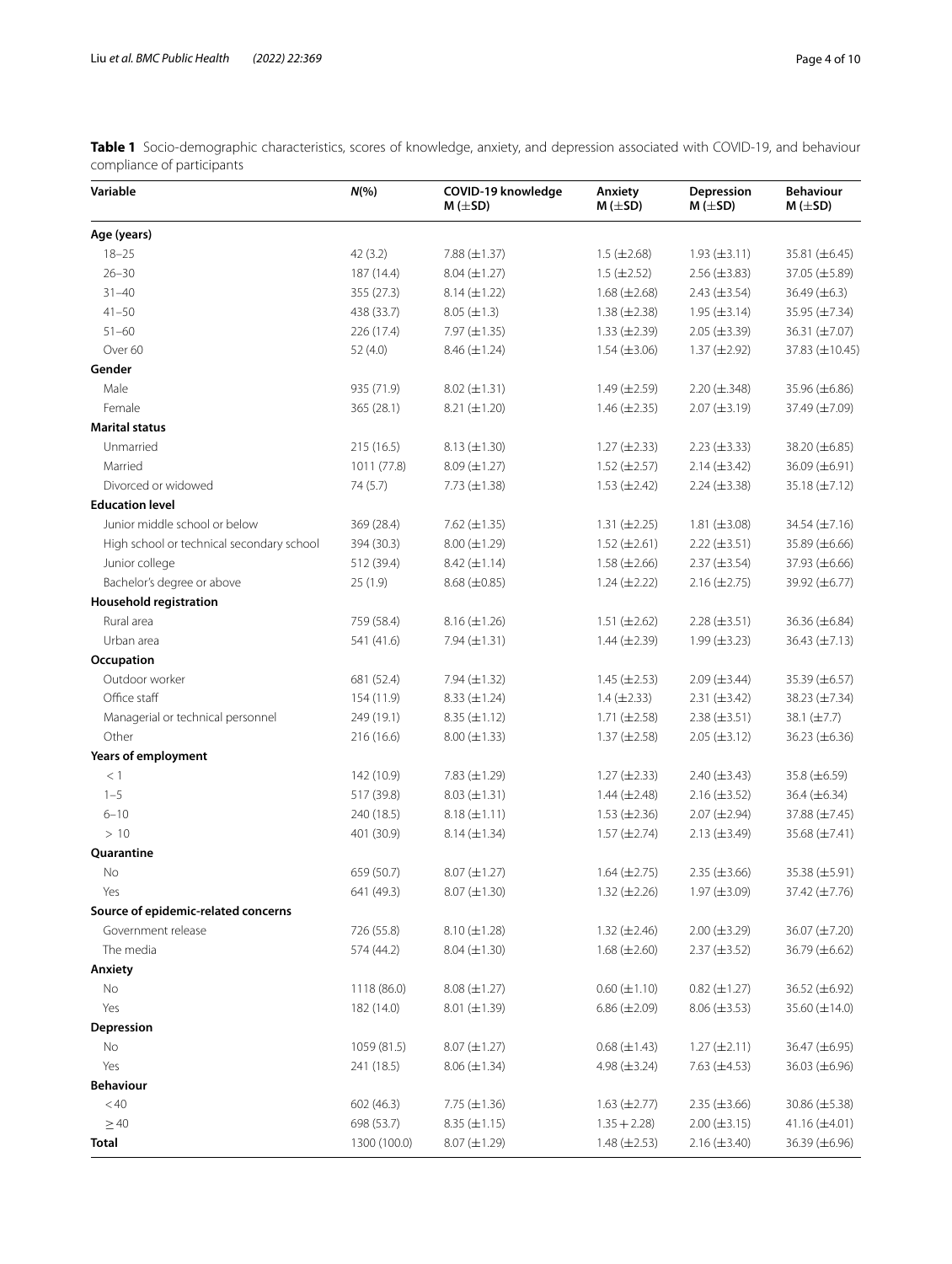**Table 1** Socio-demographic characteristics, scores of knowledge, anxiety, and depression associated with COVID-19, and behaviour compliance of participants

| Variable | *N*(%) | COVID-19 knowledge M (±SD) | Anxiety M (±SD) | Depression M (±SD) | Behaviour M (±SD) |
|---|---|---|---|---|---|
| **Age (years)** | | | | | |
| 18–25 | 42 (3.2) | 7.88 (±1.37) | 1.5 (±2.68) | 1.93 (±3.11) | 35.81 (±6.45) |
| 26–30 | 187 (14.4) | 8.04 (±1.27) | 1.5 (±2.52) | 2.56 (±3.83) | 37.05 (±5.89) |
| 31–40 | 355 (27.3) | 8.14 (±1.22) | 1.68 (±2.68) | 2.43 (±3.54) | 36.49 (±6.3) |
| 41–50 | 438 (33.7) | 8.05 (±1.3) | 1.38 (±2.38) | 1.95 (±3.14) | 35.95 (±7.34) |
| 51–60 | 226 (17.4) | 7.97 (±1.35) | 1.33 (±2.39) | 2.05 (±3.39) | 36.31 (±7.07) |
| Over 60 | 52 (4.0) | 8.46 (±1.24) | 1.54 (±3.06) | 1.37 (±2.92) | 37.83 (±10.45) |
| **Gender** | | | | | |
| Male | 935 (71.9) | 8.02 (±1.31) | 1.49 (±2.59) | 2.20 (±.348) | 35.96 (±6.86) |
| Female | 365 (28.1) | 8.21 (±1.20) | 1.46 (±2.35) | 2.07 (±3.19) | 37.49 (±7.09) |
| **Marital status** | | | | | |
| Unmarried | 215 (16.5) | 8.13 (±1.30) | 1.27 (±2.33) | 2.23 (±3.33) | 38.20 (±6.85) |
| Married | 1011 (77.8) | 8.09 (±1.27) | 1.52 (±2.57) | 2.14 (±3.42) | 36.09 (±6.91) |
| Divorced or widowed | 74 (5.7) | 7.73 (±1.38) | 1.53 (±2.42) | 2.24 (±3.38) | 35.18 (±7.12) |
| **Education level** | | | | | |
| Junior middle school or below | 369 (28.4) | 7.62 (±1.35) | 1.31 (±2.25) | 1.81 (±3.08) | 34.54 (±7.16) |
| High school or technical secondary school | 394 (30.3) | 8.00 (±1.29) | 1.52 (±2.61) | 2.22 (±3.51) | 35.89 (±6.66) |
| Junior college | 512 (39.4) | 8.42 (±1.14) | 1.58 (±2.66) | 2.37 (±3.54) | 37.93 (±6.66) |
| Bachelor's degree or above | 25 (1.9) | 8.68 (±0.85) | 1.24 (±2.22) | 2.16 (±2.75) | 39.92 (±6.77) |
| **Household registration** | | | | | |
| Rural area | 759 (58.4) | 8.16 (±1.26) | 1.51 (±2.62) | 2.28 (±3.51) | 36.36 (±6.84) |
| Urban area | 541 (41.6) | 7.94 (±1.31) | 1.44 (±2.39) | 1.99 (±3.23) | 36.43 (±7.13) |
| **Occupation** | | | | | |
| Outdoor worker | 681 (52.4) | 7.94 (±1.32) | 1.45 (±2.53) | 2.09 (±3.44) | 35.39 (±6.57) |
| Office staff | 154 (11.9) | 8.33 (±1.24) | 1.4 (±2.33) | 2.31 (±3.42) | 38.23 (±7.34) |
| Managerial or technical personnel | 249 (19.1) | 8.35 (±1.12) | 1.71 (±2.58) | 2.38 (±3.51) | 38.1 (±7.7) |
| Other | 216 (16.6) | 8.00 (±1.33) | 1.37 (±2.58) | 2.05 (±3.12) | 36.23 (±6.36) |
| **Years of employment** | | | | | |
| < 1 | 142 (10.9) | 7.83 (±1.29) | 1.27 (±2.33) | 2.40 (±3.43) | 35.8 (±6.59) |
| 1–5 | 517 (39.8) | 8.03 (±1.31) | 1.44 (±2.48) | 2.16 (±3.52) | 36.4 (±6.34) |
| 6–10 | 240 (18.5) | 8.18 (±1.11) | 1.53 (±2.36) | 2.07 (±2.94) | 37.88 (±7.45) |
| > 10 | 401 (30.9) | 8.14 (±1.34) | 1.57 (±2.74) | 2.13 (±3.49) | 35.68 (±7.41) |
| **Quarantine** | | | | | |
| No | 659 (50.7) | 8.07 (±1.27) | 1.64 (±2.75) | 2.35 (±3.66) | 35.38 (±5.91) |
| Yes | 641 (49.3) | 8.07 (±1.30) | 1.32 (±2.26) | 1.97 (±3.09) | 37.42 (±7.76) |
| **Source of epidemic-related concerns** | | | | | |
| Government release | 726 (55.8) | 8.10 (±1.28) | 1.32 (±2.46) | 2.00 (±3.29) | 36.07 (±7.20) |
| The media | 574 (44.2) | 8.04 (±1.30) | 1.68 (±2.60) | 2.37 (±3.52) | 36.79 (±6.62) |
| **Anxiety** | | | | | |
| No | 1118 (86.0) | 8.08 (±1.27) | 0.60 (±1.10) | 0.82 (±1.27) | 36.52 (±6.92) |
| Yes | 182 (14.0) | 8.01 (±1.39) | 6.86 (±2.09) | 8.06 (±3.53) | 35.60 (±14.0) |
| **Depression** | | | | | |
| No | 1059 (81.5) | 8.07 (±1.27) | 0.68 (±1.43) | 1.27 (±2.11) | 36.47 (±6.95) |
| Yes | 241 (18.5) | 8.06 (±1.34) | 4.98 (±3.24) | 7.63 (±4.53) | 36.03 (±6.96) |
| **Behaviour** | | | | | |
| <40 | 602 (46.3) | 7.75 (±1.36) | 1.63 (±2.77) | 2.35 (±3.66) | 30.86 (±5.38) |
| ≥40 | 698 (53.7) | 8.35 (±1.15) | 1.35 + 2.28) | 2.00 (±3.15) | 41.16 (±4.01) |
| **Total** | 1300 (100.0) | 8.07 (±1.29) | 1.48 (±2.53) | 2.16 (±3.40) | 36.39 (±6.96) |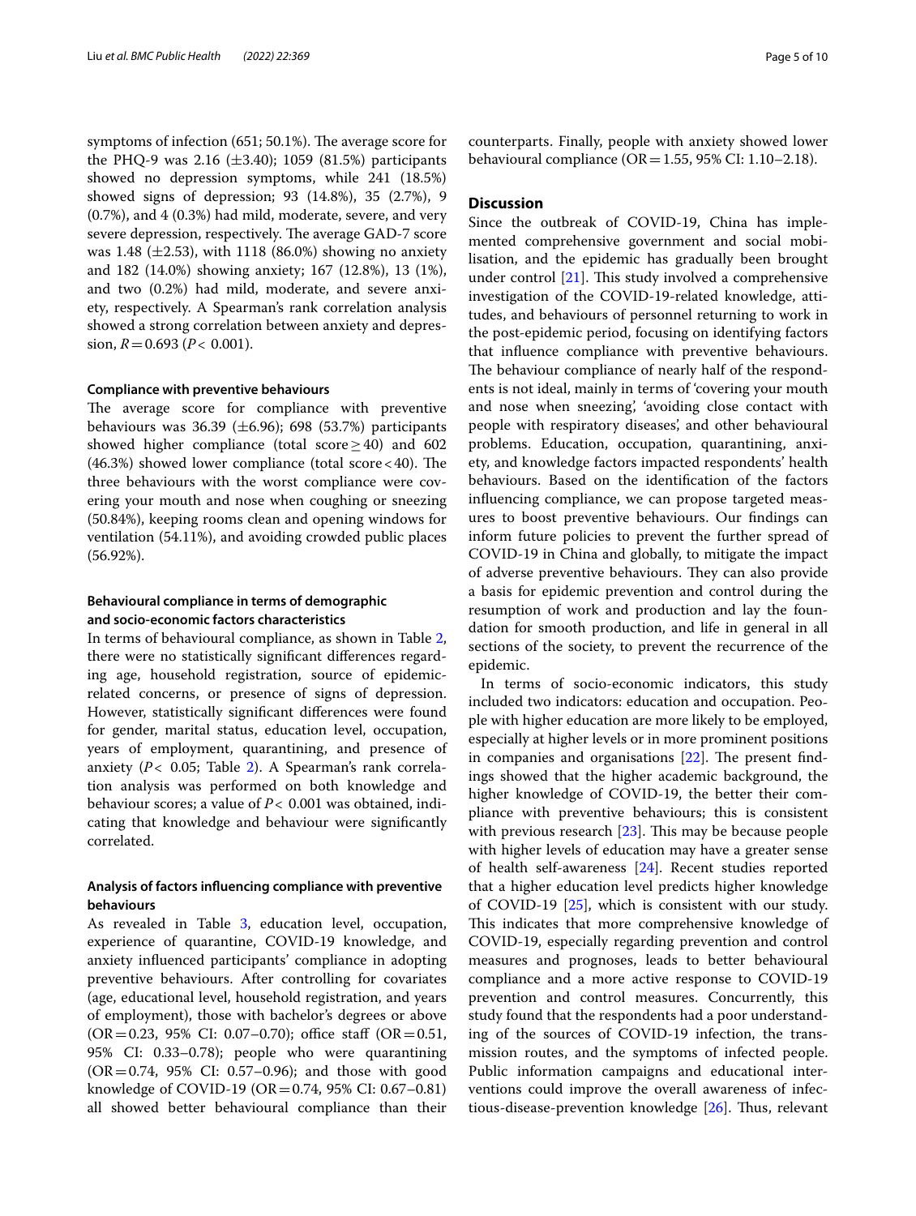symptoms of infection (651; 50.1%). The average score for the PHQ-9 was 2.16 (±3.40); 1059 (81.5%) participants showed no depression symptoms, while 241 (18.5%) showed signs of depression; 93 (14.8%), 35 (2.7%), 9 (0.7%), and 4 (0.3%) had mild, moderate, severe, and very severe depression, respectively. The average GAD-7 score was 1.48 (±2.53), with 1118 (86.0%) showing no anxiety and 182 (14.0%) showing anxiety; 167 (12.8%), 13 (1%), and two (0.2%) had mild, moderate, and severe anxiety, respectively. A Spearman's rank correlation analysis showed a strong correlation between anxiety and depression, $R = 0.693$ ($P < 0.001$).

#### Compliance with preventive behaviours

The average score for compliance with preventive behaviours was 36.39 (±6.96); 698 (53.7%) participants showed higher compliance (total score ≥ 40) and 602 (46.3%) showed lower compliance (total score < 40). The three behaviours with the worst compliance were covering your mouth and nose when coughing or sneezing (50.84%), keeping rooms clean and opening windows for ventilation (54.11%), and avoiding crowded public places (56.92%).

#### Behavioural compliance in terms of demographic and socio-economic factors characteristics

In terms of behavioural compliance, as shown in Table 2, there were no statistically significant differences regarding age, household registration, source of epidemic-related concerns, or presence of signs of depression. However, statistically significant differences were found for gender, marital status, education level, occupation, years of employment, quarantining, and presence of anxiety ($P < 0.05$; Table 2). A Spearman's rank correlation analysis was performed on both knowledge and behaviour scores; a value of $P < 0.001$ was obtained, indicating that knowledge and behaviour were significantly correlated.

#### Analysis of factors influencing compliance with preventive behaviours

As revealed in Table 3, education level, occupation, experience of quarantine, COVID-19 knowledge, and anxiety influenced participants' compliance in adopting preventive behaviours. After controlling for covariates (age, educational level, household registration, and years of employment), those with bachelor's degrees or above (OR = 0.23, 95% CI: 0.07–0.70); office staff (OR = 0.51, 95% CI: 0.33–0.78); people who were quarantining (OR = 0.74, 95% CI: 0.57–0.96); and those with good knowledge of COVID-19 (OR = 0.74, 95% CI: 0.67–0.81) all showed better behavioural compliance than their counterparts. Finally, people with anxiety showed lower behavioural compliance (OR = 1.55, 95% CI: 1.10–2.18).

## Discussion

Since the outbreak of COVID-19, China has implemented comprehensive government and social mobilisation, and the epidemic has gradually been brought under control [21]. This study involved a comprehensive investigation of the COVID-19-related knowledge, attitudes, and behaviours of personnel returning to work in the post-epidemic period, focusing on identifying factors that influence compliance with preventive behaviours. The behaviour compliance of nearly half of the respondents is not ideal, mainly in terms of 'covering your mouth and nose when sneezing', 'avoiding close contact with people with respiratory diseases', and other behavioural problems. Education, occupation, quarantining, anxiety, and knowledge factors impacted respondents' health behaviours. Based on the identification of the factors influencing compliance, we can propose targeted measures to boost preventive behaviours. Our findings can inform future policies to prevent the further spread of COVID-19 in China and globally, to mitigate the impact of adverse preventive behaviours. They can also provide a basis for epidemic prevention and control during the resumption of work and production and lay the foundation for smooth production, and life in general in all sections of the society, to prevent the recurrence of the epidemic.

In terms of socio-economic indicators, this study included two indicators: education and occupation. People with higher education are more likely to be employed, especially at higher levels or in more prominent positions in companies and organisations [22]. The present findings showed that the higher academic background, the higher knowledge of COVID-19, the better their compliance with preventive behaviours; this is consistent with previous research [23]. This may be because people with higher levels of education may have a greater sense of health self-awareness [24]. Recent studies reported that a higher education level predicts higher knowledge of COVID-19 [25], which is consistent with our study. This indicates that more comprehensive knowledge of COVID-19, especially regarding prevention and control measures and prognoses, leads to better behavioural compliance and a more active response to COVID-19 prevention and control measures. Concurrently, this study found that the respondents had a poor understanding of the sources of COVID-19 infection, the transmission routes, and the symptoms of infected people. Public information campaigns and educational interventions could improve the overall awareness of infectious-disease-prevention knowledge [26]. Thus, relevant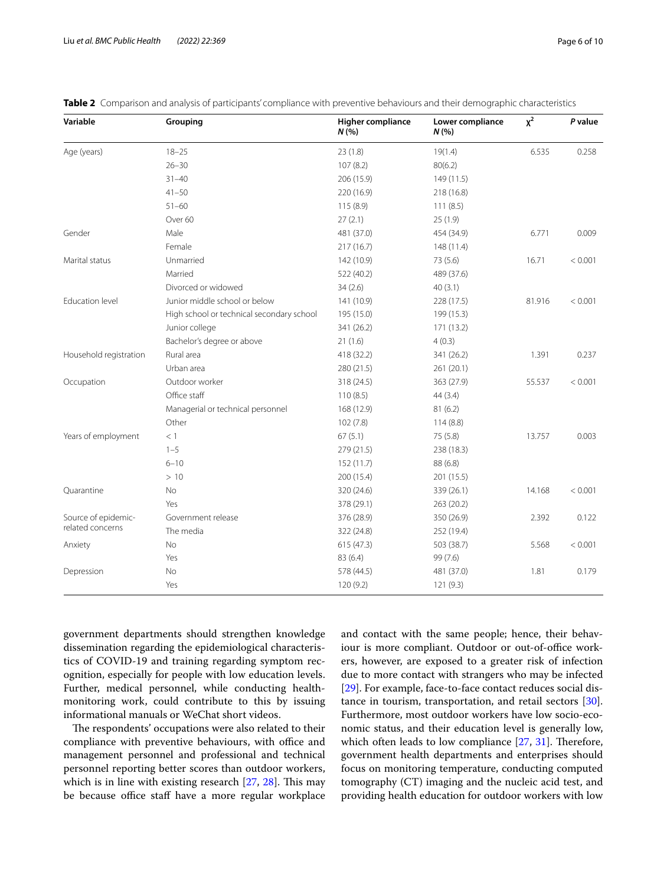**Table 2** Comparison and analysis of participants' compliance with preventive behaviours and their demographic characteristics

| Variable | Grouping | Higher compliance N (%) | Lower compliance N (%) | $\chi^2$ | P value |
|---|---|---|---|---|---|
| Age (years) | 18–25 | 23 (1.8) | 19(1.4) | 6.535 | 0.258 |
| | 26–30 | 107 (8.2) | 80(6.2) | | |
| | 31–40 | 206 (15.9) | 149 (11.5) | | |
| | 41–50 | 220 (16.9) | 218 (16.8) | | |
| | 51–60 | 115 (8.9) | 111 (8.5) | | |
| | Over 60 | 27 (2.1) | 25 (1.9) | | |
| Gender | Male | 481 (37.0) | 454 (34.9) | 6.771 | 0.009 |
| | Female | 217 (16.7) | 148 (11.4) | | |
| Marital status | Unmarried | 142 (10.9) | 73 (5.6) | 16.71 | < 0.001 |
| | Married | 522 (40.2) | 489 (37.6) | | |
| | Divorced or widowed | 34 (2.6) | 40 (3.1) | | |
| Education level | Junior middle school or below | 141 (10.9) | 228 (17.5) | 81.916 | < 0.001 |
| | High school or technical secondary school | 195 (15.0) | 199 (15.3) | | |
| | Junior college | 341 (26.2) | 171 (13.2) | | |
| | Bachelor's degree or above | 21 (1.6) | 4 (0.3) | | |
| Household registration | Rural area | 418 (32.2) | 341 (26.2) | 1.391 | 0.237 |
| | Urban area | 280 (21.5) | 261 (20.1) | | |
| Occupation | Outdoor worker | 318 (24.5) | 363 (27.9) | 55.537 | < 0.001 |
| | Office staff | 110 (8.5) | 44 (3.4) | | |
| | Managerial or technical personnel | 168 (12.9) | 81 (6.2) | | |
| | Other | 102 (7.8) | 114 (8.8) | | |
| Years of employment | < 1 | 67 (5.1) | 75 (5.8) | 13.757 | 0.003 |
| | 1–5 | 279 (21.5) | 238 (18.3) | | |
| | 6–10 | 152 (11.7) | 88 (6.8) | | |
| | > 10 | 200 (15.4) | 201 (15.5) | | |
| Quarantine | No | 320 (24.6) | 339 (26.1) | 14.168 | < 0.001 |
| | Yes | 378 (29.1) | 263 (20.2) | | |
| Source of epidemic-related concerns | Government release | 376 (28.9) | 350 (26.9) | 2.392 | 0.122 |
| | The media | 322 (24.8) | 252 (19.4) | | |
| Anxiety | No | 615 (47.3) | 503 (38.7) | 5.568 | < 0.001 |
| | Yes | 83 (6.4) | 99 (7.6) | | |
| Depression | No | 578 (44.5) | 481 (37.0) | 1.81 | 0.179 |
| | Yes | 120 (9.2) | 121 (9.3) | | |

government departments should strengthen knowledge dissemination regarding the epidemiological characteristics of COVID-19 and training regarding symptom recognition, especially for people with low education levels. Further, medical personnel, while conducting health-monitoring work, could contribute to this by issuing informational manuals or WeChat short videos.

The respondents' occupations were also related to their compliance with preventive behaviours, with office and management personnel and professional and technical personnel reporting better scores than outdoor workers, which is in line with existing research [27, 28]. This may be because office staff have a more regular workplace and contact with the same people; hence, their behaviour is more compliant. Outdoor or out-of-office workers, however, are exposed to a greater risk of infection due to more contact with strangers who may be infected [29]. For example, face-to-face contact reduces social distance in tourism, transportation, and retail sectors [30]. Furthermore, most outdoor workers have low socio-economic status, and their education level is generally low, which often leads to low compliance [27, 31]. Therefore, government health departments and enterprises should focus on monitoring temperature, conducting computed tomography (CT) imaging and the nucleic acid test, and providing health education for outdoor workers with low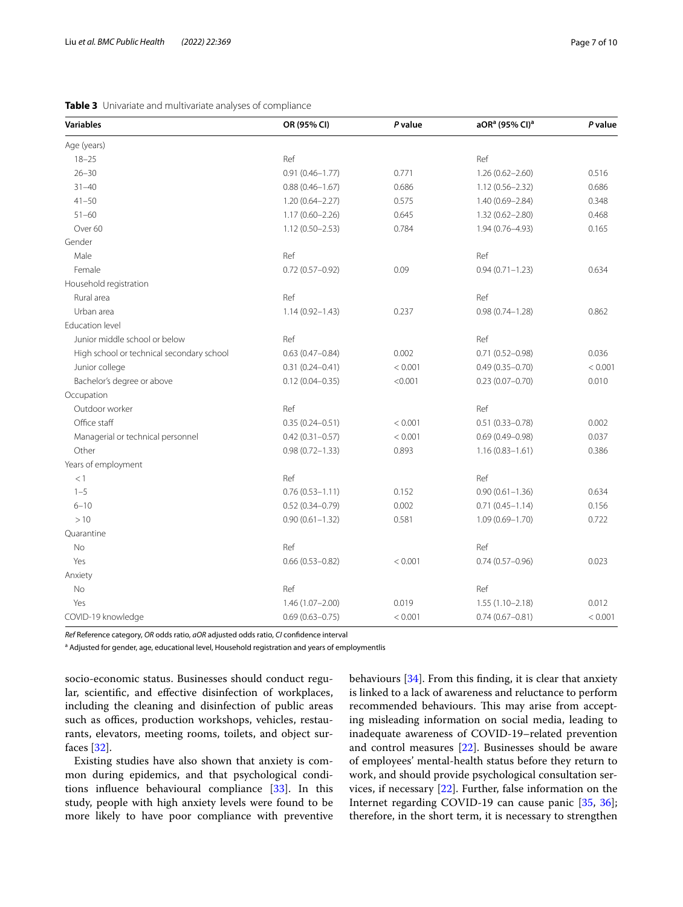**Table 3** Univariate and multivariate analyses of compliance

| Variables | OR (95% CI) | *P* value | aOR[a] (95% CI)[a] | *P* value |
|---|---|---|---|---|
| Age (years) | | | | |
| 18–25 | Ref | | Ref | |
| 26–30 | 0.91 (0.46–1.77) | 0.771 | 1.26 (0.62–2.60) | 0.516 |
| 31–40 | 0.88 (0.46–1.67) | 0.686 | 1.12 (0.56–2.32) | 0.686 |
| 41–50 | 1.20 (0.64–2.27) | 0.575 | 1.40 (0.69–2.84) | 0.348 |
| 51–60 | 1.17 (0.60–2.26) | 0.645 | 1.32 (0.62–2.80) | 0.468 |
| Over 60 | 1.12 (0.50–2.53) | 0.784 | 1.94 (0.76–4.93) | 0.165 |
| Gender | | | | |
| Male | Ref | | Ref | |
| Female | 0.72 (0.57–0.92) | 0.09 | 0.94 (0.71–1.23) | 0.634 |
| Household registration | | | | |
| Rural area | Ref | | Ref | |
| Urban area | 1.14 (0.92–1.43) | 0.237 | 0.98 (0.74–1.28) | 0.862 |
| Education level | | | | |
| Junior middle school or below | Ref | | Ref | |
| High school or technical secondary school | 0.63 (0.47–0.84) | 0.002 | 0.71 (0.52–0.98) | 0.036 |
| Junior college | 0.31 (0.24–0.41) | < 0.001 | 0.49 (0.35–0.70) | < 0.001 |
| Bachelor's degree or above | 0.12 (0.04–0.35) | <0.001 | 0.23 (0.07–0.70) | 0.010 |
| Occupation | | | | |
| Outdoor worker | Ref | | Ref | |
| Office staff | 0.35 (0.24–0.51) | < 0.001 | 0.51 (0.33–0.78) | 0.002 |
| Managerial or technical personnel | 0.42 (0.31–0.57) | < 0.001 | 0.69 (0.49–0.98) | 0.037 |
| Other | 0.98 (0.72–1.33) | 0.893 | 1.16 (0.83–1.61) | 0.386 |
| Years of employment | | | | |
| < 1 | Ref | | Ref | |
| 1–5 | 0.76 (0.53–1.11) | 0.152 | 0.90 (0.61–1.36) | 0.634 |
| 6–10 | 0.52 (0.34–0.79) | 0.002 | 0.71 (0.45–1.14) | 0.156 |
| > 10 | 0.90 (0.61–1.32) | 0.581 | 1.09 (0.69–1.70) | 0.722 |
| Quarantine | | | | |
| No | Ref | | Ref | |
| Yes | 0.66 (0.53–0.82) | < 0.001 | 0.74 (0.57–0.96) | 0.023 |
| Anxiety | | | | |
| No | Ref | | Ref | |
| Yes | 1.46 (1.07–2.00) | 0.019 | 1.55 (1.10–2.18) | 0.012 |
| COVID-19 knowledge | 0.69 (0.63–0.75) | < 0.001 | 0.74 (0.67–0.81) | < 0.001 |

*Ref* Reference category, *OR* odds ratio, *aOR* adjusted odds ratio, *CI* confidence interval

[a] Adjusted for gender, age, educational level, Household registration and years of employmentlis

socio-economic status. Businesses should conduct regular, scientific, and effective disinfection of workplaces, including the cleaning and disinfection of public areas such as offices, production workshops, vehicles, restaurants, elevators, meeting rooms, toilets, and object surfaces [32].

Existing studies have also shown that anxiety is common during epidemics, and that psychological conditions influence behavioural compliance [33]. In this study, people with high anxiety levels were found to be more likely to have poor compliance with preventive behaviours [34]. From this finding, it is clear that anxiety is linked to a lack of awareness and reluctance to perform recommended behaviours. This may arise from accepting misleading information on social media, leading to inadequate awareness of COVID-19–related prevention and control measures [22]. Businesses should be aware of employees' mental-health status before they return to work, and should provide psychological consultation services, if necessary [22]. Further, false information on the Internet regarding COVID-19 can cause panic [35, 36]; therefore, in the short term, it is necessary to strengthen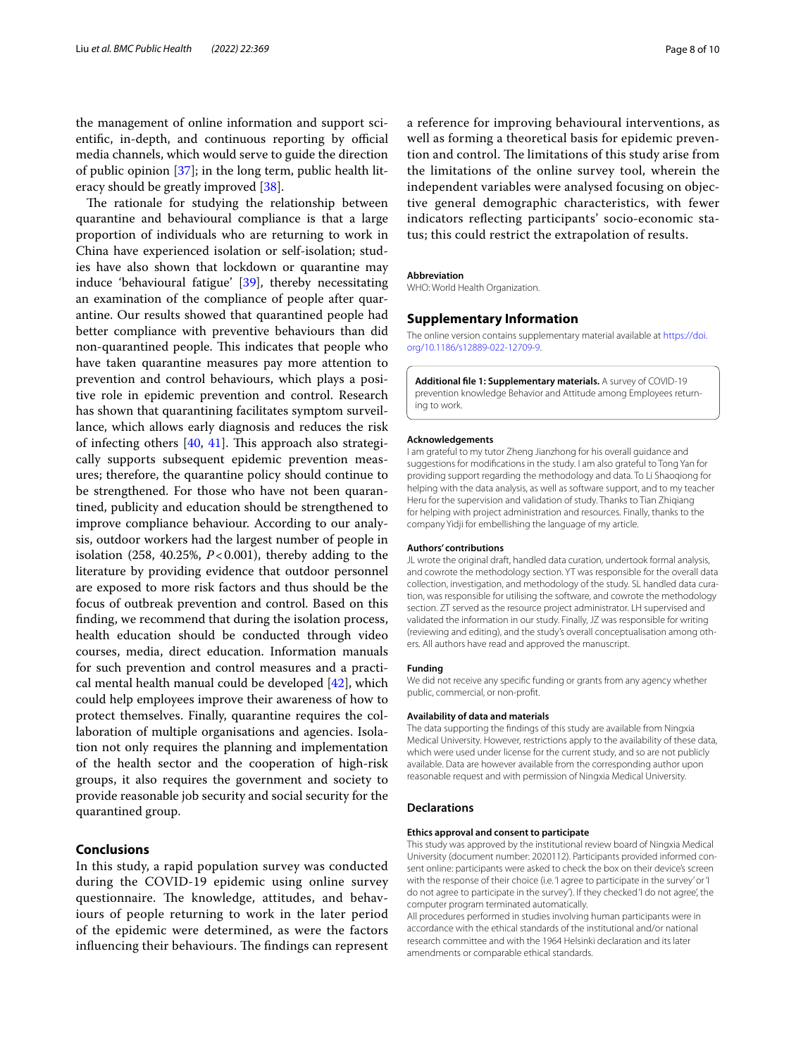the management of online information and support scientific, in-depth, and continuous reporting by official media channels, which would serve to guide the direction of public opinion [37]; in the long term, public health literacy should be greatly improved [38].

The rationale for studying the relationship between quarantine and behavioural compliance is that a large proportion of individuals who are returning to work in China have experienced isolation or self-isolation; studies have also shown that lockdown or quarantine may induce 'behavioural fatigue' [39], thereby necessitating an examination of the compliance of people after quarantine. Our results showed that quarantined people had better compliance with preventive behaviours than did non-quarantined people. This indicates that people who have taken quarantine measures pay more attention to prevention and control behaviours, which plays a positive role in epidemic prevention and control. Research has shown that quarantining facilitates symptom surveillance, which allows early diagnosis and reduces the risk of infecting others [40, 41]. This approach also strategically supports subsequent epidemic prevention measures; therefore, the quarantine policy should continue to be strengthened. For those who have not been quarantined, publicity and education should be strengthened to improve compliance behaviour. According to our analysis, outdoor workers had the largest number of people in isolation (258, 40.25%, $P<0.001$), thereby adding to the literature by providing evidence that outdoor personnel are exposed to more risk factors and thus should be the focus of outbreak prevention and control. Based on this finding, we recommend that during the isolation process, health education should be conducted through video courses, media, direct education. Information manuals for such prevention and control measures and a practical mental health manual could be developed [42], which could help employees improve their awareness of how to protect themselves. Finally, quarantine requires the collaboration of multiple organisations and agencies. Isolation not only requires the planning and implementation of the health sector and the cooperation of high-risk groups, it also requires the government and society to provide reasonable job security and social security for the quarantined group.

## Conclusions

In this study, a rapid population survey was conducted during the COVID-19 epidemic using online survey questionnaire. The knowledge, attitudes, and behaviours of people returning to work in the later period of the epidemic were determined, as were the factors influencing their behaviours. The findings can represent a reference for improving behavioural interventions, as well as forming a theoretical basis for epidemic prevention and control. The limitations of this study arise from the limitations of the online survey tool, wherein the independent variables were analysed focusing on objective general demographic characteristics, with fewer indicators reflecting participants' socio-economic status; this could restrict the extrapolation of results.

#### Abbreviation

WHO: World Health Organization.

## Supplementary Information

The online version contains supplementary material available at https://doi.org/10.1186/s12889-022-12709-9.

**Additional file 1: Supplementary materials.** A survey of COVID-19 prevention knowledge Behavior and Attitude among Employees returning to work.

#### Acknowledgements

I am grateful to my tutor Zheng Jianzhong for his overall guidance and suggestions for modifications in the study. I am also grateful to Tong Yan for providing support regarding the methodology and data. To Li Shaoqiong for helping with the data analysis, as well as software support, and to my teacher Heru for the supervision and validation of study. Thanks to Tian Zhiqiang for helping with project administration and resources. Finally, thanks to the company Yidji for embellishing the language of my article.

#### Authors' contributions

JL wrote the original draft, handled data curation, undertook formal analysis, and cowrote the methodology section. YT was responsible for the overall data collection, investigation, and methodology of the study. SL handled data curation, was responsible for utilising the software, and cowrote the methodology section. ZT served as the resource project administrator. LH supervised and validated the information in our study. Finally, JZ was responsible for writing (reviewing and editing), and the study's overall conceptualisation among others. All authors have read and approved the manuscript.

#### Funding

We did not receive any specific funding or grants from any agency whether public, commercial, or non-profit.

#### Availability of data and materials

The data supporting the findings of this study are available from Ningxia Medical University. However, restrictions apply to the availability of these data, which were used under license for the current study, and so are not publicly available. Data are however available from the corresponding author upon reasonable request and with permission of Ningxia Medical University.

### Declarations

#### Ethics approval and consent to participate

This study was approved by the institutional review board of Ningxia Medical University (document number: 2020112). Participants provided informed consent online: participants were asked to check the box on their device's screen with the response of their choice (i.e. 'I agree to participate in the survey' or 'I do not agree to participate in the survey'). If they checked 'I do not agree', the computer program terminated automatically.

All procedures performed in studies involving human participants were in accordance with the ethical standards of the institutional and/or national research committee and with the 1964 Helsinki declaration and its later amendments or comparable ethical standards.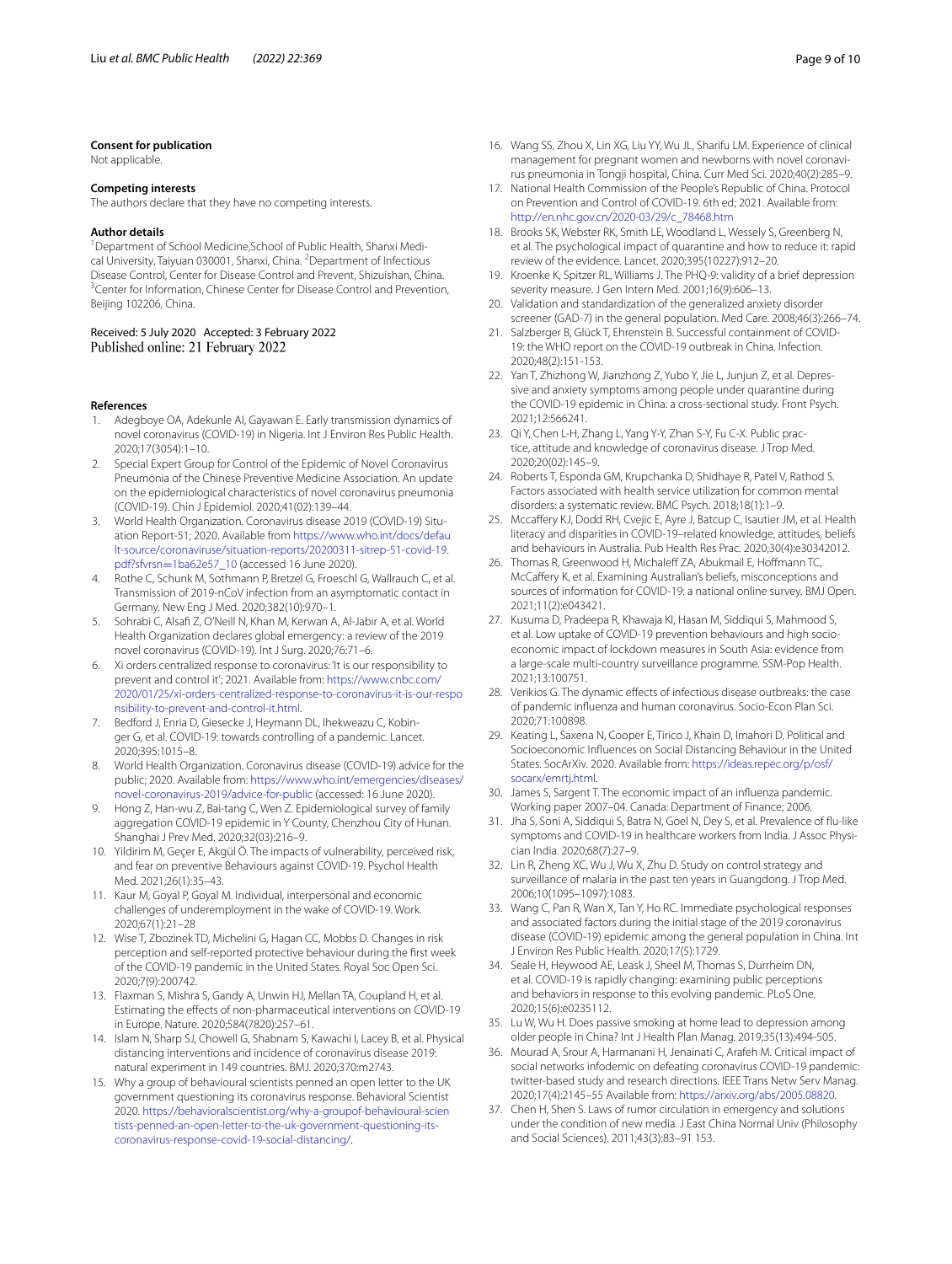### Consent for publication

Not applicable.

### Competing interests

The authors declare that they have no competing interests.

### Author details

[1]Department of School Medicine,School of Public Health, Shanxi Medical University, Taiyuan 030001, Shanxi, China. [2]Department of Infectious Disease Control, Center for Disease Control and Prevent, Shizuishan, China. [3]Center for Information, Chinese Center for Disease Control and Prevention, Beijing 102206, China.

Received: 5 July 2020 Accepted: 3 February 2022
Published online: 21 February 2022

### References

1. Adegboye OA, Adekunle AI, Gayawan E. Early transmission dynamics of novel coronavirus (COVID-19) in Nigeria. Int J Environ Res Public Health. 2020;17(3054):1–10.
2. Special Expert Group for Control of the Epidemic of Novel Coronavirus Pneumonia of the Chinese Preventive Medicine Association. An update on the epidemiological characteristics of novel coronavirus pneumonia (COVID-19). Chin J Epidemiol. 2020;41(02):139–44.
3. World Health Organization. Coronavirus disease 2019 (COVID-19) Situation Report-51; 2020. Available from https://www.who.int/docs/default-source/coronaviruse/situation-reports/20200311-sitrep-51-covid-19.pdf?sfvrsn=1ba62e57_10 (accessed 16 June 2020).
4. Rothe C, Schunk M, Sothmann P, Bretzel G, Froeschl G, Wallrauch C, et al. Transmission of 2019-nCoV infection from an asymptomatic contact in Germany. New Eng J Med. 2020;382(10):970–1.
5. Sohrabi C, Alsafi Z, O'Neill N, Khan M, Kerwan A, Al-Jabir A, et al. World Health Organization declares global emergency: a review of the 2019 novel coronavirus (COVID-19). Int J Surg. 2020;76:71–6.
6. Xi orders centralized response to coronavirus: 'It is our responsibility to prevent and control it'; 2021. Available from: https://www.cnbc.com/2020/01/25/xi-orders-centralized-response-to-coronavirus-it-is-our-responsibility-to-prevent-and-control-it.html.
7. Bedford J, Enria D, Giesecke J, Heymann DL, Ihekweazu C, Kobinger G, et al. COVID-19: towards controlling of a pandemic. Lancet. 2020;395:1015–8.
8. World Health Organization. Coronavirus disease (COVID-19) advice for the public; 2020. Available from: https://www.who.int/emergencies/diseases/novel-coronavirus-2019/advice-for-public (accessed: 16 June 2020).
9. Hong Z, Han-wu Z, Bai-tang C, Wen Z. Epidemiological survey of family aggregation COVID-19 epidemic in Y County, Chenzhou City of Hunan. Shanghai J Prev Med. 2020;32(03):216–9.
10. Yildirim M, Geçer E, Akgül Ö. The impacts of vulnerability, perceived risk, and fear on preventive Behaviours against COVID-19. Psychol Health Med. 2021;26(1):35–43.
11. Kaur M, Goyal P, Goyal M. Individual, interpersonal and economic challenges of underemployment in the wake of COVID-19. Work. 2020;67(1):21–28
12. Wise T, Zbozinek TD, Michelini G, Hagan CC, Mobbs D. Changes in risk perception and self-reported protective behaviour during the first week of the COVID-19 pandemic in the United States. Royal Soc Open Sci. 2020;7(9):200742.
13. Flaxman S, Mishra S, Gandy A, Unwin HJ, Mellan TA, Coupland H, et al. Estimating the effects of non-pharmaceutical interventions on COVID-19 in Europe. Nature. 2020;584(7820):257–61.
14. Islam N, Sharp SJ, Chowell G, Shabnam S, Kawachi I, Lacey B, et al. Physical distancing interventions and incidence of coronavirus disease 2019: natural experiment in 149 countries. BMJ. 2020;370:m2743.
15. Why a group of behavioural scientists penned an open letter to the UK government questioning its coronavirus response. Behavioral Scientist 2020. https://behavioralscientist.org/why-a-groupof-behavioural-scientists-penned-an-open-letter-to-the-uk-government-questioning-its-coronavirus-response-covid-19-social-distancing/.
16. Wang SS, Zhou X, Lin XG, Liu YY, Wu JL, Sharifu LM. Experience of clinical management for pregnant women and newborns with novel coronavirus pneumonia in Tongji hospital, China. Curr Med Sci. 2020;40(2):285–9.
17. National Health Commission of the People's Republic of China. Protocol on Prevention and Control of COVID-19. 6th ed; 2021. Available from: http://en.nhc.gov.cn/2020-03/29/c_78468.htm
18. Brooks SK, Webster RK, Smith LE, Woodland L, Wessely S, Greenberg N, et al. The psychological impact of quarantine and how to reduce it: rapid review of the evidence. Lancet. 2020;395(10227):912–20.
19. Kroenke K, Spitzer RL, Williams J. The PHQ-9: validity of a brief depression severity measure. J Gen Intern Med. 2001;16(9):606–13.
20. Validation and standardization of the generalized anxiety disorder screener (GAD-7) in the general population. Med Care. 2008;46(3):266–74.
21. Salzberger B, Glück T, Ehrenstein B. Successful containment of COVID-19: the WHO report on the COVID-19 outbreak in China. Infection. 2020;48(2):151-153.
22. Yan T, Zhizhong W, Jianzhong Z, Yubo Y, Jie L, Junjun Z, et al. Depressive and anxiety symptoms among people under quarantine during the COVID-19 epidemic in China: a cross-sectional study. Front Psych. 2021;12:566241.
23. Qi Y, Chen L-H, Zhang L, Yang Y-Y, Zhan S-Y, Fu C-X. Public practice, attitude and knowledge of coronavirus disease. J Trop Med. 2020;20(02):145–9.
24. Roberts T, Esponda GM, Krupchanka D, Shidhaye R, Patel V, Rathod S. Factors associated with health service utilization for common mental disorders: a systematic review. BMC Psych. 2018;18(1):1–9.
25. Mccaffery KJ, Dodd RH, Cvejic E, Ayre J, Batcup C, Isautier JM, et al. Health literacy and disparities in COVID-19–related knowledge, attitudes, beliefs and behaviours in Australia. Pub Health Res Prac. 2020;30(4):e30342012.
26. Thomas R, Greenwood H, Michaleff ZA, Abukmail E, Hoffmann TC, McCaffery K, et al. Examining Australian's beliefs, misconceptions and sources of information for COVID-19: a national online survey. BMJ Open. 2021;11(2):e043421.
27. Kusuma D, Pradeepa R, Khawaja KI, Hasan M, Siddiqui S, Mahmood S, et al. Low uptake of COVID-19 prevention behaviours and high socioeconomic impact of lockdown measures in South Asia: evidence from a large-scale multi-country surveillance programme. SSM-Pop Health. 2021;13:100751.
28. Verikios G. The dynamic effects of infectious disease outbreaks: the case of pandemic influenza and human coronavirus. Socio-Econ Plan Sci. 2020;71:100898.
29. Keating L, Saxena N, Cooper E, Tirico J, Khain D, Imahori D. Political and Socioeconomic Influences on Social Distancing Behaviour in the United States. SocArXiv. 2020. Available from: https://ideas.repec.org/p/osf/socarx/emrtj.html.
30. James S, Sargent T. The economic impact of an influenza pandemic. Working paper 2007–04. Canada: Department of Finance; 2006.
31. Jha S, Soni A, Siddiqui S, Batra N, Goel N, Dey S, et al. Prevalence of flu-like symptoms and COVID-19 in healthcare workers from India. J Assoc Physician India. 2020;68(7):27–9.
32. Lin R, Zheng XC, Wu J, Wu X, Zhu D. Study on control strategy and surveillance of malaria in the past ten years in Guangdong. J Trop Med. 2006;10(1095–1097):1083.
33. Wang C, Pan R, Wan X, Tan Y, Ho RC. Immediate psychological responses and associated factors during the initial stage of the 2019 coronavirus disease (COVID-19) epidemic among the general population in China. Int J Environ Res Public Health. 2020;17(5):1729.
34. Seale H, Heywood AE, Leask J, Sheel M, Thomas S, Durrheim DN, et al. COVID-19 is rapidly changing: examining public perceptions and behaviors in response to this evolving pandemic. PLoS One. 2020;15(6):e0235112.
35. Lu W, Wu H. Does passive smoking at home lead to depression among older people in China? Int J Health Plan Manag. 2019;35(13):494-505.
36. Mourad A, Srour A, Harmanani H, Jenainati C, Arafeh M. Critical impact of social networks infodemic on defeating coronavirus COVID-19 pandemic: twitter-based study and research directions. IEEE Trans Netw Serv Manag. 2020;17(4):2145–55 Available from: https://arxiv.org/abs/2005.08820.
37. Chen H, Shen S. Laws of rumor circulation in emergency and solutions under the condition of new media. J East China Normal Univ (Philosophy and Social Sciences). 2011;43(3):83–91 153.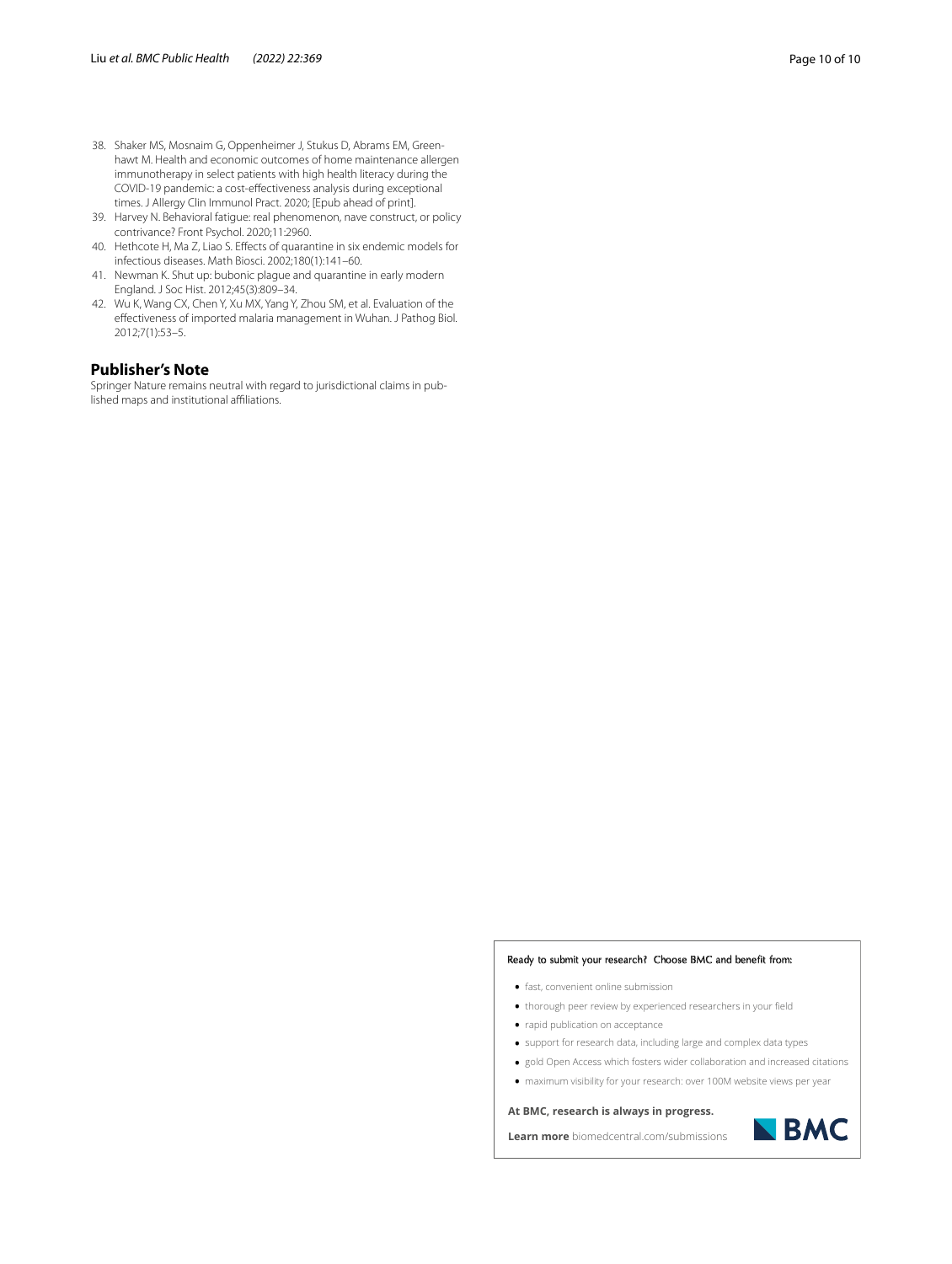38. Shaker MS, Mosnaim G, Oppenheimer J, Stukus D, Abrams EM, Greenhawt M. Health and economic outcomes of home maintenance allergen immunotherapy in select patients with high health literacy during the COVID-19 pandemic: a cost-effectiveness analysis during exceptional times. J Allergy Clin Immunol Pract. 2020; [Epub ahead of print].
39. Harvey N. Behavioral fatigue: real phenomenon, nave construct, or policy contrivance? Front Psychol. 2020;11:2960.
40. Hethcote H, Ma Z, Liao S. Effects of quarantine in six endemic models for infectious diseases. Math Biosci. 2002;180(1):141–60.
41. Newman K. Shut up: bubonic plague and quarantine in early modern England. J Soc Hist. 2012;45(3):809–34.
42. Wu K, Wang CX, Chen Y, Xu MX, Yang Y, Zhou SM, et al. Evaluation of the effectiveness of imported malaria management in Wuhan. J Pathog Biol. 2012;7(1):53–5.

## Publisher's Note

Springer Nature remains neutral with regard to jurisdictional claims in published maps and institutional affiliations.

Ready to submit your research? Choose BMC and benefit from:

- fast, convenient online submission
- thorough peer review by experienced researchers in your field
- rapid publication on acceptance
- support for research data, including large and complex data types
- gold Open Access which fosters wider collaboration and increased citations
- maximum visibility for your research: over 100M website views per year

**At BMC, research is always in progress.**

**Learn more** biomedcentral.com/submissions

BMC